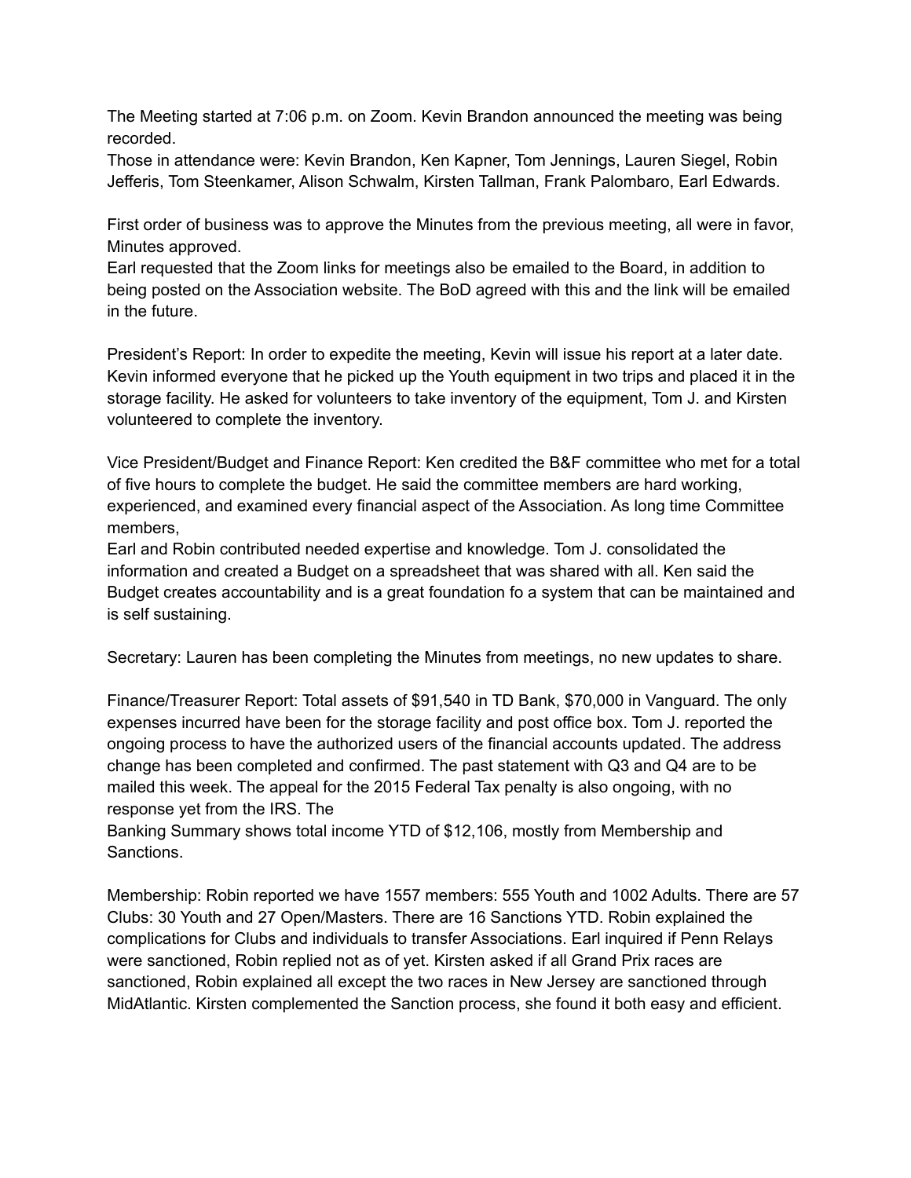The Meeting started at 7:06 p.m. on Zoom. Kevin Brandon announced the meeting was being recorded.
Those in attendance were: Kevin Brandon, Ken Kapner, Tom Jennings, Lauren Siegel, Robin Jefferis, Tom Steenkamer, Alison Schwalm, Kirsten Tallman, Frank Palombaro, Earl Edwards.

First order of business was to approve the Minutes from the previous meeting, all were in favor, Minutes approved.
Earl requested that the Zoom links for meetings also be emailed to the Board, in addition to being posted on the Association website. The BoD agreed with this and the link will be emailed in the future.

President's Report: In order to expedite the meeting, Kevin will issue his report at a later date. Kevin informed everyone that he picked up the Youth equipment in two trips and placed it in the storage facility. He asked for volunteers to take inventory of the equipment, Tom J. and Kirsten volunteered to complete the inventory.

Vice President/Budget and Finance Report: Ken credited the B&F committee who met for a total of five hours to complete the budget. He said the committee members are hard working, experienced, and examined every financial aspect of the Association. As long time Committee members,
Earl and Robin contributed needed expertise and knowledge. Tom J. consolidated the information and created a Budget on a spreadsheet that was shared with all. Ken said the Budget creates accountability and is a great foundation fo a system that can be maintained and is self sustaining.

Secretary: Lauren has been completing the Minutes from meetings, no new updates to share.

Finance/Treasurer Report: Total assets of $91,540 in TD Bank, $70,000 in Vanguard. The only expenses incurred have been for the storage facility and post office box. Tom J. reported the ongoing process to have the authorized users of the financial accounts updated. The address change has been completed and confirmed. The past statement with Q3 and Q4 are to be mailed this week. The appeal for the 2015 Federal Tax penalty is also ongoing, with no response yet from the IRS. The
Banking Summary shows total income YTD of $12,106, mostly from Membership and Sanctions.

Membership: Robin reported we have 1557 members: 555 Youth and 1002 Adults. There are 57 Clubs: 30 Youth and 27 Open/Masters. There are 16 Sanctions YTD. Robin explained the complications for Clubs and individuals to transfer Associations. Earl inquired if Penn Relays were sanctioned, Robin replied not as of yet. Kirsten asked if all Grand Prix races are sanctioned, Robin explained all except the two races in New Jersey are sanctioned through MidAtlantic. Kirsten complemented the Sanction process, she found it both easy and efficient.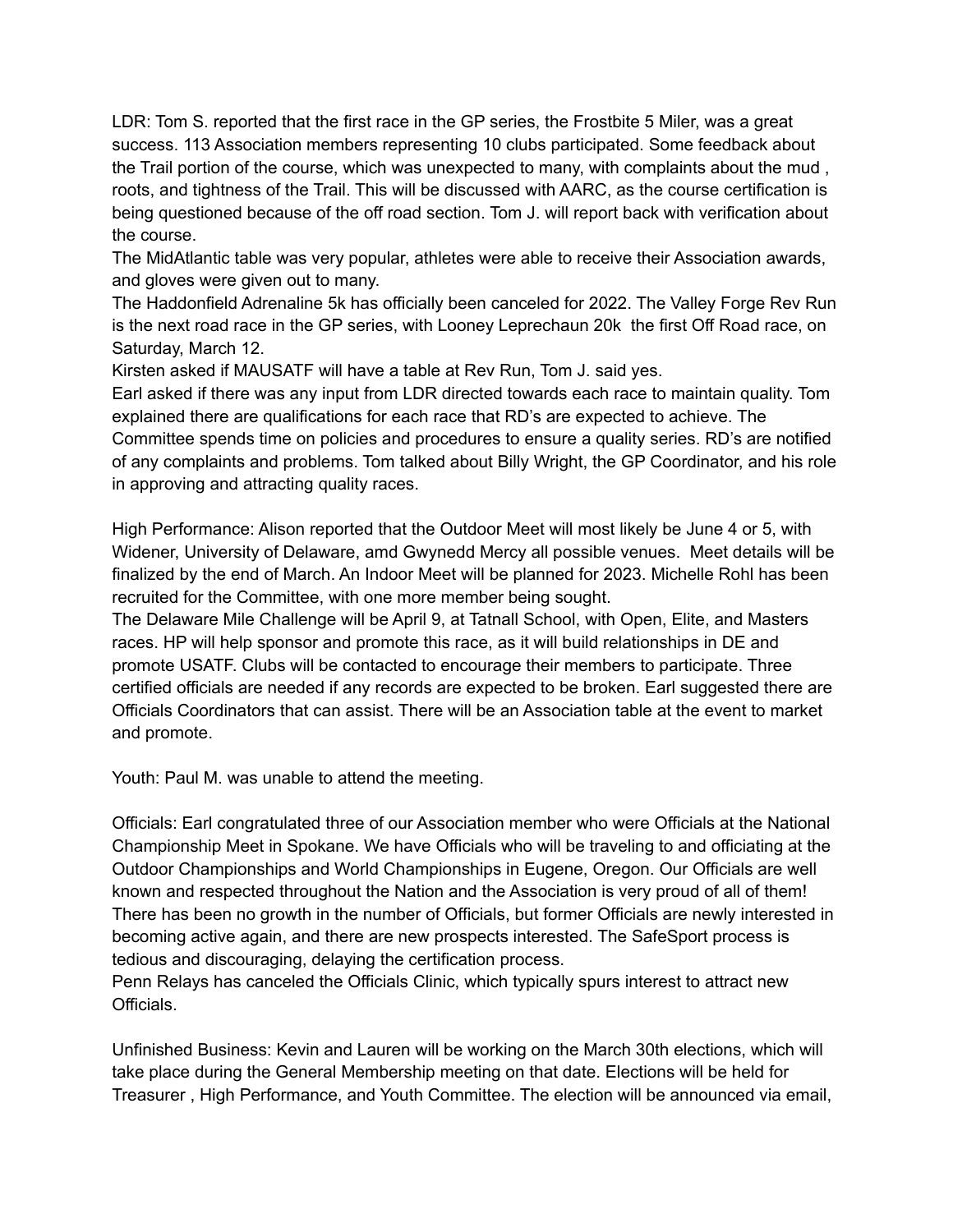LDR: Tom S. reported that the first race in the GP series, the Frostbite 5 Miler, was a great success. 113 Association members representing 10 clubs participated. Some feedback about the Trail portion of the course, which was unexpected to many, with complaints about the mud , roots, and tightness of the Trail. This will be discussed with AARC, as the course certification is being questioned because of the off road section. Tom J. will report back with verification about the course.
The MidAtlantic table was very popular, athletes were able to receive their Association awards, and gloves were given out to many.
The Haddonfield Adrenaline 5k has officially been canceled for 2022. The Valley Forge Rev Run is the next road race in the GP series, with Looney Leprechaun 20k the first Off Road race, on Saturday, March 12.
Kirsten asked if MAUSATF will have a table at Rev Run, Tom J. said yes.
Earl asked if there was any input from LDR directed towards each race to maintain quality. Tom explained there are qualifications for each race that RD's are expected to achieve. The Committee spends time on policies and procedures to ensure a quality series. RD's are notified of any complaints and problems. Tom talked about Billy Wright, the GP Coordinator, and his role in approving and attracting quality races.

High Performance: Alison reported that the Outdoor Meet will most likely be June 4 or 5, with Widener, University of Delaware, amd Gwynedd Mercy all possible venues. Meet details will be finalized by the end of March. An Indoor Meet will be planned for 2023. Michelle Rohl has been recruited for the Committee, with one more member being sought.
The Delaware Mile Challenge will be April 9, at Tatnall School, with Open, Elite, and Masters races. HP will help sponsor and promote this race, as it will build relationships in DE and promote USATF. Clubs will be contacted to encourage their members to participate. Three certified officials are needed if any records are expected to be broken. Earl suggested there are Officials Coordinators that can assist. There will be an Association table at the event to market and promote.

Youth: Paul M. was unable to attend the meeting.

Officials: Earl congratulated three of our Association member who were Officials at the National Championship Meet in Spokane. We have Officials who will be traveling to and officiating at the Outdoor Championships and World Championships in Eugene, Oregon. Our Officials are well known and respected throughout the Nation and the Association is very proud of all of them! There has been no growth in the number of Officials, but former Officials are newly interested in becoming active again, and there are new prospects interested. The SafeSport process is tedious and discouraging, delaying the certification process.
Penn Relays has canceled the Officials Clinic, which typically spurs interest to attract new Officials.

Unfinished Business: Kevin and Lauren will be working on the March 30th elections, which will take place during the General Membership meeting on that date. Elections will be held for Treasurer , High Performance, and Youth Committee. The election will be announced via email,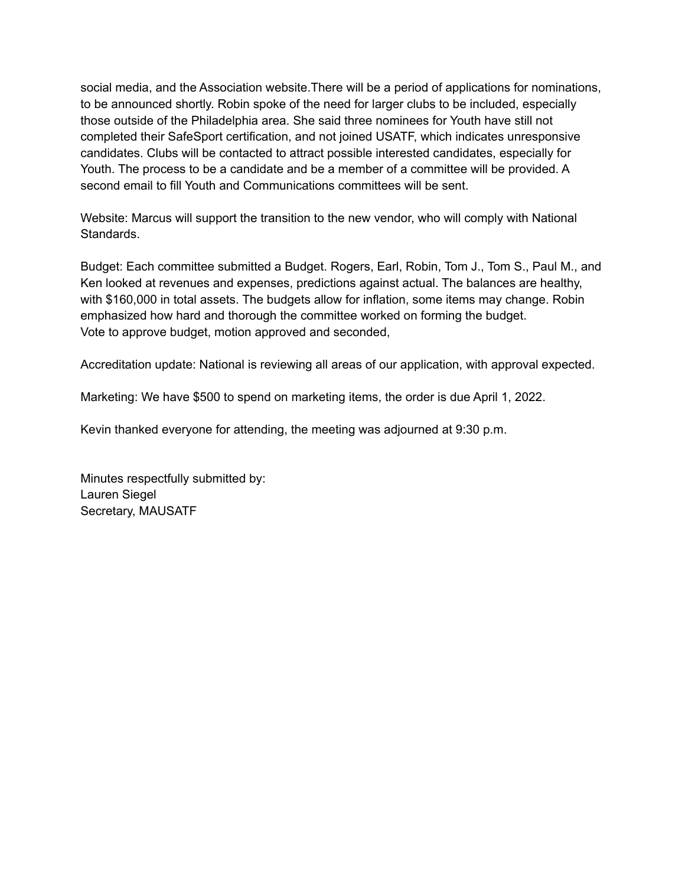social media, and the Association website.There will be a period of applications for nominations, to be announced shortly. Robin spoke of the need for larger clubs to be included, especially those outside of the Philadelphia area. She said three nominees for Youth have still not completed their SafeSport certification, and not joined USATF, which indicates unresponsive candidates. Clubs will be contacted to attract possible interested candidates, especially for Youth. The process to be a candidate and be a member of a committee will be provided. A second email to fill Youth and Communications committees will be sent.

Website: Marcus will support the transition to the new vendor, who will comply with National Standards.

Budget: Each committee submitted a Budget. Rogers, Earl, Robin, Tom J., Tom S., Paul M., and Ken looked at revenues and expenses, predictions against actual. The balances are healthy, with $160,000 in total assets. The budgets allow for inflation, some items may change. Robin emphasized how hard and thorough the committee worked on forming the budget.
Vote to approve budget, motion approved and seconded,

Accreditation update: National is reviewing all areas of our application, with approval expected.

Marketing: We have $500 to spend on marketing items, the order is due April 1, 2022.

Kevin thanked everyone for attending, the meeting was adjourned at 9:30 p.m.

Minutes respectfully submitted by:
Lauren Siegel
Secretary, MAUSATF